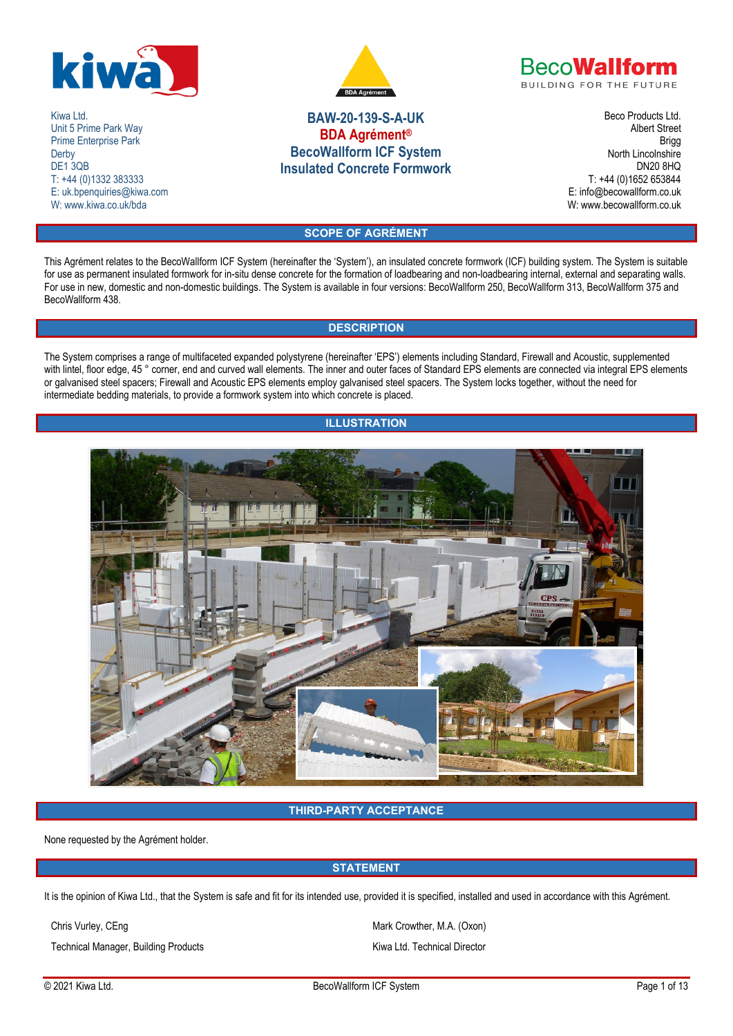Kiwa Ltd.
Unit 5 Prime Park Way
Prime Enterprise Park
Derby
DE1 3QB
T: +44 (0)1332 383333
E: uk.bpenquiries@kiwa.com
W: www.kiwa.co.uk/bda

# BAW-20-139-S-A-UK
# BDA Agrément®
# BecoWallform ICF System
# Insulated Concrete Formwork

Beco Products Ltd.
Albert Street
Brigg
North Lincolnshire
DN20 8HQ
T: +44 (0)1652 653844
E: info@becowallform.co.uk
W: www.becowallform.co.uk

## SCOPE OF AGRÉMENT

This Agrément relates to the BecoWallform ICF System (hereinafter the 'System'), an insulated concrete formwork (ICF) building system. The System is suitable for use as permanent insulated formwork for in-situ dense concrete for the formation of loadbearing and non-loadbearing internal, external and separating walls. For use in new, domestic and non-domestic buildings. The System is available in four versions: BecoWallform 250, BecoWallform 313, BecoWallform 375 and BecoWallform 438.

## DESCRIPTION

The System comprises a range of multifaceted expanded polystyrene (hereinafter 'EPS') elements including Standard, Firewall and Acoustic, supplemented with lintel, floor edge, 45 ° corner, end and curved wall elements. The inner and outer faces of Standard EPS elements are connected via integral EPS elements or galvanised steel spacers; Firewall and Acoustic EPS elements employ galvanised steel spacers. The System locks together, without the need for intermediate bedding materials, to provide a formwork system into which concrete is placed.

## ILLUSTRATION

## THIRD-PARTY ACCEPTANCE

None requested by the Agrément holder.

## STATEMENT

It is the opinion of Kiwa Ltd., that the System is safe and fit for its intended use, provided it is specified, installed and used in accordance with this Agrément.

Chris Vurley, CEng
Technical Manager, Building Products

Mark Crowther, M.A. (Oxon)
Kiwa Ltd. Technical Director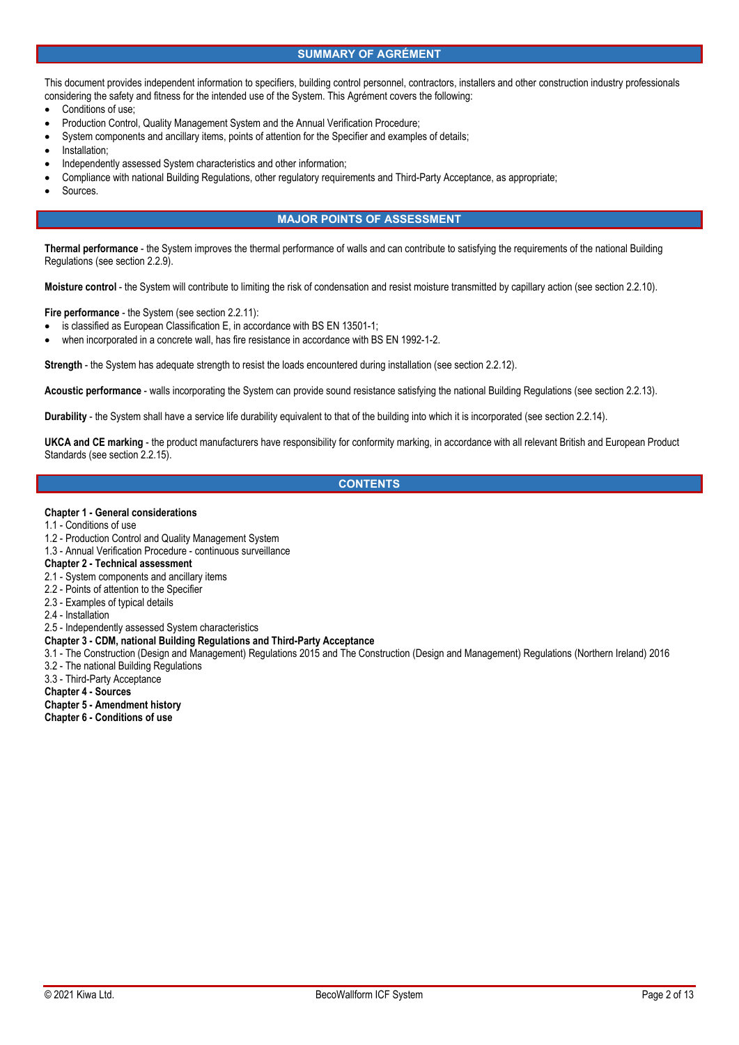## SUMMARY OF AGRÉMENT

This document provides independent information to specifiers, building control personnel, contractors, installers and other construction industry professionals considering the safety and fitness for the intended use of the System. This Agrément covers the following:

- Conditions of use;
- Production Control, Quality Management System and the Annual Verification Procedure;
- System components and ancillary items, points of attention for the Specifier and examples of details;
- Installation;
- Independently assessed System characteristics and other information;
- Compliance with national Building Regulations, other regulatory requirements and Third-Party Acceptance, as appropriate;
- Sources.

## MAJOR POINTS OF ASSESSMENT

**Thermal performance** - the System improves the thermal performance of walls and can contribute to satisfying the requirements of the national Building Regulations (see section 2.2.9).

**Moisture control** - the System will contribute to limiting the risk of condensation and resist moisture transmitted by capillary action (see section 2.2.10).

**Fire performance** - the System (see section 2.2.11):

- is classified as European Classification E, in accordance with BS EN 13501-1;
- when incorporated in a concrete wall, has fire resistance in accordance with BS EN 1992-1-2.

**Strength** - the System has adequate strength to resist the loads encountered during installation (see section 2.2.12).

**Acoustic performance** - walls incorporating the System can provide sound resistance satisfying the national Building Regulations (see section 2.2.13).

**Durability** - the System shall have a service life durability equivalent to that of the building into which it is incorporated (see section 2.2.14).

**UKCA and CE marking** - the product manufacturers have responsibility for conformity marking, in accordance with all relevant British and European Product Standards (see section 2.2.15).

## CONTENTS

**Chapter 1 - General considerations**
1.1 - Conditions of use
1.2 - Production Control and Quality Management System
1.3 - Annual Verification Procedure - continuous surveillance
**Chapter 2 - Technical assessment**
2.1 - System components and ancillary items
2.2 - Points of attention to the Specifier
2.3 - Examples of typical details
2.4 - Installation
2.5 - Independently assessed System characteristics
**Chapter 3 - CDM, national Building Regulations and Third-Party Acceptance**
3.1 - The Construction (Design and Management) Regulations 2015 and The Construction (Design and Management) Regulations (Northern Ireland) 2016
3.2 - The national Building Regulations
3.3 - Third-Party Acceptance
**Chapter 4 - Sources**
**Chapter 5 - Amendment history**
**Chapter 6 - Conditions of use**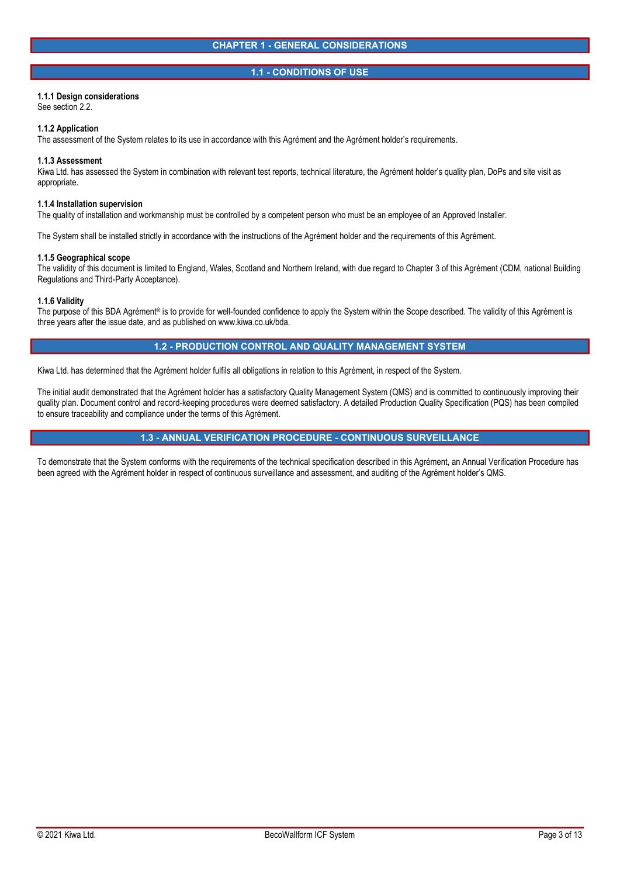# CHAPTER 1 - GENERAL CONSIDERATIONS

## 1.1 - CONDITIONS OF USE

**1.1.1 Design considerations**
See section 2.2.

**1.1.2 Application**
The assessment of the System relates to its use in accordance with this Agrément and the Agrément holder's requirements.

**1.1.3 Assessment**
Kiwa Ltd. has assessed the System in combination with relevant test reports, technical literature, the Agrément holder's quality plan, DoPs and site visit as appropriate.

**1.1.4 Installation supervision**
The quality of installation and workmanship must be controlled by a competent person who must be an employee of an Approved Installer.

The System shall be installed strictly in accordance with the instructions of the Agrément holder and the requirements of this Agrément.

**1.1.5 Geographical scope**
The validity of this document is limited to England, Wales, Scotland and Northern Ireland, with due regard to Chapter 3 of this Agrément (CDM, national Building Regulations and Third-Party Acceptance).

**1.1.6 Validity**
The purpose of this BDA Agrément® is to provide for well-founded confidence to apply the System within the Scope described. The validity of this Agrément is three years after the issue date, and as published on www.kiwa.co.uk/bda.

## 1.2 - PRODUCTION CONTROL AND QUALITY MANAGEMENT SYSTEM

Kiwa Ltd. has determined that the Agrément holder fulfils all obligations in relation to this Agrément, in respect of the System.

The initial audit demonstrated that the Agrément holder has a satisfactory Quality Management System (QMS) and is committed to continuously improving their quality plan. Document control and record-keeping procedures were deemed satisfactory. A detailed Production Quality Specification (PQS) has been compiled to ensure traceability and compliance under the terms of this Agrément.

## 1.3 - ANNUAL VERIFICATION PROCEDURE - CONTINUOUS SURVEILLANCE

To demonstrate that the System conforms with the requirements of the technical specification described in this Agrément, an Annual Verification Procedure has been agreed with the Agrément holder in respect of continuous surveillance and assessment, and auditing of the Agrément holder's QMS.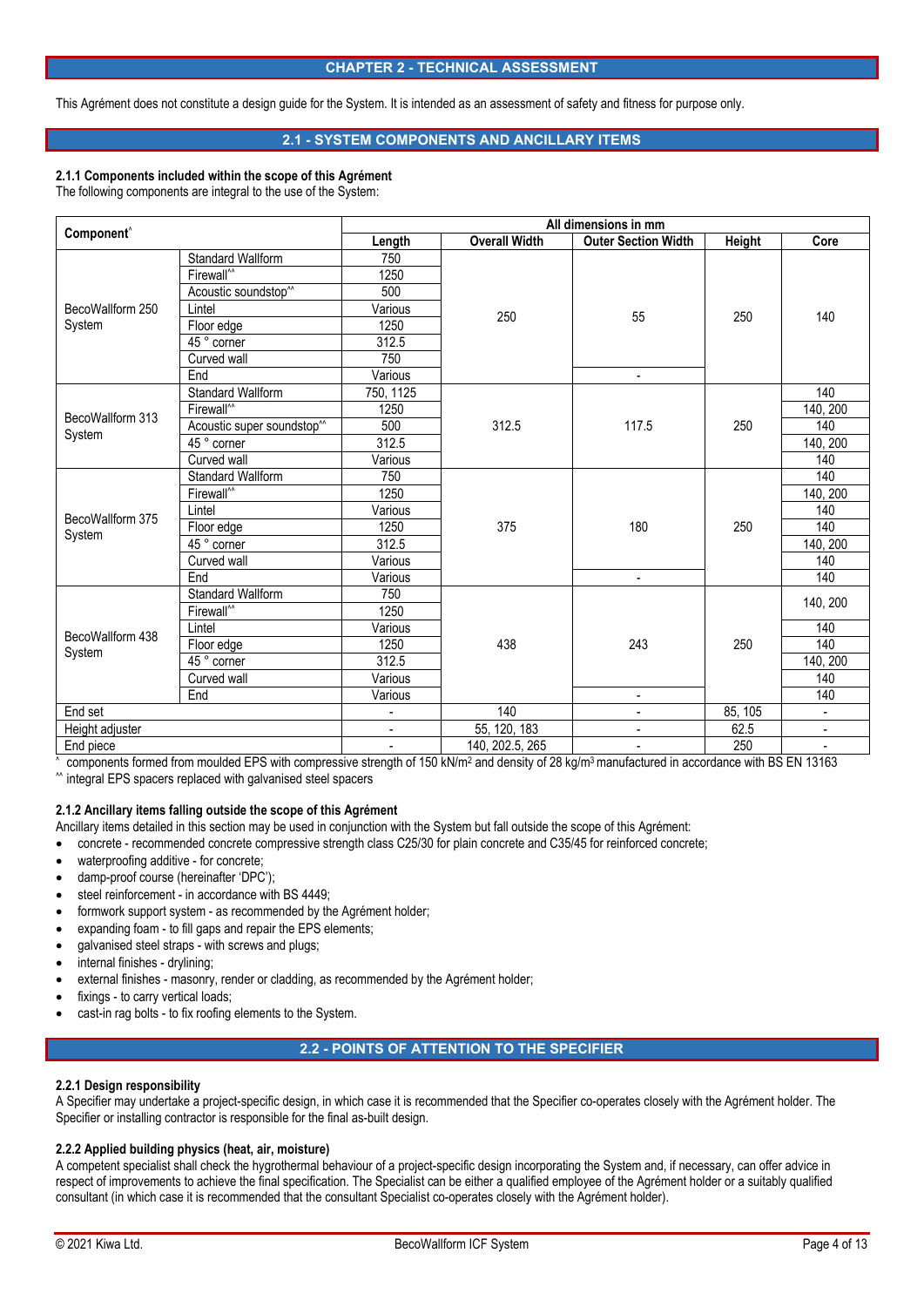## CHAPTER 2 - TECHNICAL ASSESSMENT

This Agrément does not constitute a design guide for the System. It is intended as an assessment of safety and fitness for purpose only.

## 2.1 - SYSTEM COMPONENTS AND ANCILLARY ITEMS

### 2.1.1 Components included within the scope of this Agrément

The following components are integral to the use of the System:

| Component^ | | All dimensions in mm | | | | |
|---|---|---|---|---|---|---|
| | | Length | Overall Width | Outer Section Width | Height | Core |
| BecoWallform 250 System | Standard Wallform | 750 | 250 | 55 | 250 | 140 |
| | Firewall^^ | 1250 | | | | |
| | Acoustic soundstop^^ | 500 | | | | |
| | Lintel | Various | | | | |
| | Floor edge | 1250 | | | | |
| | 45 ° corner | 312.5 | | | | |
| | Curved wall | 750 | | | | |
| | End | Various | | - | | |
| BecoWallform 313 System | Standard Wallform | 750, 1125 | 312.5 | 117.5 | 250 | 140 |
| | Firewall^^ | 1250 | | | | 140, 200 |
| | Acoustic super soundstop^^ | 500 | | | | 140 |
| | 45 ° corner | 312.5 | | | | 140, 200 |
| | Curved wall | Various | | | | 140 |
| BecoWallform 375 System | Standard Wallform | 750 | 375 | 180 | 250 | 140 |
| | Firewall^^ | 1250 | | | | 140, 200 |
| | Lintel | Various | | | | 140 |
| | Floor edge | 1250 | | | | 140 |
| | 45 ° corner | 312.5 | | | | 140, 200 |
| | Curved wall | Various | | | | 140 |
| | End | Various | | - | | 140 |
| BecoWallform 438 System | Standard Wallform | 750 | 438 | 243 | 250 | 140, 200 |
| | Firewall^^ | 1250 | | | | |
| | Lintel | Various | | | | 140 |
| | Floor edge | 1250 | | | | 140 |
| | 45 ° corner | 312.5 | | | | 140, 200 |
| | Curved wall | Various | | | | 140 |
| | End | Various | | - | | 140 |
| End set | | - | 140 | - | 85, 105 | - |
| Height adjuster | | - | 55, 120, 183 | - | 62.5 | - |
| End piece | | - | 140, 202.5, 265 | - | 250 | - |

^ components formed from moulded EPS with compressive strength of 150 kN/m² and density of 28 kg/m³ manufactured in accordance with BS EN 13163

^^ integral EPS spacers replaced with galvanised steel spacers

### 2.1.2 Ancillary items falling outside the scope of this Agrément

Ancillary items detailed in this section may be used in conjunction with the System but fall outside the scope of this Agrément:

- concrete - recommended concrete compressive strength class C25/30 for plain concrete and C35/45 for reinforced concrete;
- waterproofing additive - for concrete;
- damp-proof course (hereinafter 'DPC');
- steel reinforcement - in accordance with BS 4449;
- formwork support system - as recommended by the Agrément holder;
- expanding foam - to fill gaps and repair the EPS elements;
- galvanised steel straps - with screws and plugs;
- internal finishes - drylining;
- external finishes - masonry, render or cladding, as recommended by the Agrément holder;
- fixings - to carry vertical loads;
- cast-in rag bolts - to fix roofing elements to the System.

## 2.2 - POINTS OF ATTENTION TO THE SPECIFIER

### 2.2.1 Design responsibility

A Specifier may undertake a project-specific design, in which case it is recommended that the Specifier co-operates closely with the Agrément holder. The Specifier or installing contractor is responsible for the final as-built design.

### 2.2.2 Applied building physics (heat, air, moisture)

A competent specialist shall check the hygrothermal behaviour of a project-specific design incorporating the System and, if necessary, can offer advice in respect of improvements to achieve the final specification. The Specialist can be either a qualified employee of the Agrément holder or a suitably qualified consultant (in which case it is recommended that the consultant Specialist co-operates closely with the Agrément holder).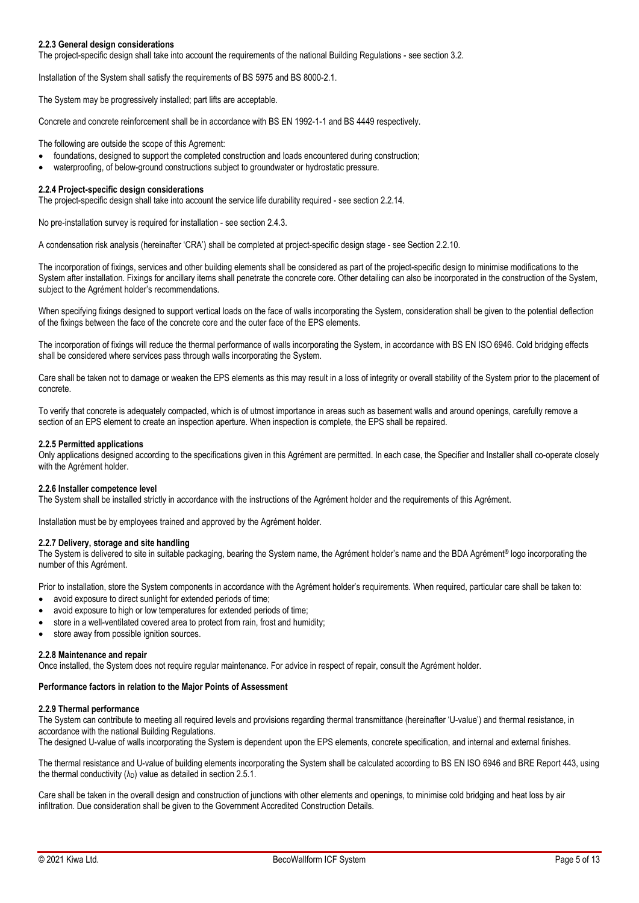#### 2.2.3 General design considerations

The project-specific design shall take into account the requirements of the national Building Regulations - see section 3.2.

Installation of the System shall satisfy the requirements of BS 5975 and BS 8000-2.1.

The System may be progressively installed; part lifts are acceptable.

Concrete and concrete reinforcement shall be in accordance with BS EN 1992-1-1 and BS 4449 respectively.

The following are outside the scope of this Agrement:

- foundations, designed to support the completed construction and loads encountered during construction;
- waterproofing, of below-ground constructions subject to groundwater or hydrostatic pressure.

#### 2.2.4 Project-specific design considerations

The project-specific design shall take into account the service life durability required - see section 2.2.14.

No pre-installation survey is required for installation - see section 2.4.3.

A condensation risk analysis (hereinafter 'CRA') shall be completed at project-specific design stage - see Section 2.2.10.

The incorporation of fixings, services and other building elements shall be considered as part of the project-specific design to minimise modifications to the System after installation. Fixings for ancillary items shall penetrate the concrete core. Other detailing can also be incorporated in the construction of the System, subject to the Agrément holder's recommendations.

When specifying fixings designed to support vertical loads on the face of walls incorporating the System, consideration shall be given to the potential deflection of the fixings between the face of the concrete core and the outer face of the EPS elements.

The incorporation of fixings will reduce the thermal performance of walls incorporating the System, in accordance with BS EN ISO 6946. Cold bridging effects shall be considered where services pass through walls incorporating the System.

Care shall be taken not to damage or weaken the EPS elements as this may result in a loss of integrity or overall stability of the System prior to the placement of concrete.

To verify that concrete is adequately compacted, which is of utmost importance in areas such as basement walls and around openings, carefully remove a section of an EPS element to create an inspection aperture. When inspection is complete, the EPS shall be repaired.

#### 2.2.5 Permitted applications

Only applications designed according to the specifications given in this Agrément are permitted. In each case, the Specifier and Installer shall co-operate closely with the Agrément holder.

#### 2.2.6 Installer competence level

The System shall be installed strictly in accordance with the instructions of the Agrément holder and the requirements of this Agrément.

Installation must be by employees trained and approved by the Agrément holder.

#### 2.2.7 Delivery, storage and site handling

The System is delivered to site in suitable packaging, bearing the System name, the Agrément holder's name and the BDA Agrément® logo incorporating the number of this Agrément.

Prior to installation, store the System components in accordance with the Agrément holder's requirements. When required, particular care shall be taken to:

- avoid exposure to direct sunlight for extended periods of time;
- avoid exposure to high or low temperatures for extended periods of time;
- store in a well-ventilated covered area to protect from rain, frost and humidity;
- store away from possible ignition sources.

#### 2.2.8 Maintenance and repair

Once installed, the System does not require regular maintenance. For advice in respect of repair, consult the Agrément holder.

#### Performance factors in relation to the Major Points of Assessment

#### 2.2.9 Thermal performance

The System can contribute to meeting all required levels and provisions regarding thermal transmittance (hereinafter 'U-value') and thermal resistance, in accordance with the national Building Regulations.
The designed U-value of walls incorporating the System is dependent upon the EPS elements, concrete specification, and internal and external finishes.

The thermal resistance and U-value of building elements incorporating the System shall be calculated according to BS EN ISO 6946 and BRE Report 443, using the thermal conductivity ($\lambda_D$) value as detailed in section 2.5.1.

Care shall be taken in the overall design and construction of junctions with other elements and openings, to minimise cold bridging and heat loss by air infiltration. Due consideration shall be given to the Government Accredited Construction Details.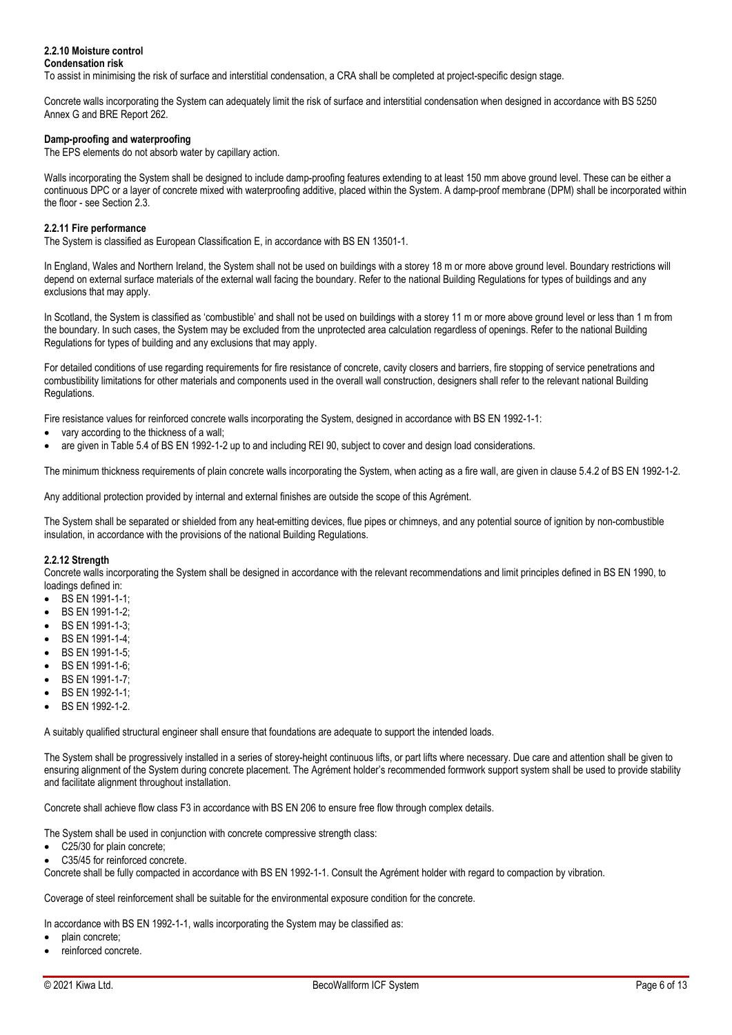### 2.2.10 Moisture control

**Condensation risk**

To assist in minimising the risk of surface and interstitial condensation, a CRA shall be completed at project-specific design stage.

Concrete walls incorporating the System can adequately limit the risk of surface and interstitial condensation when designed in accordance with BS 5250 Annex G and BRE Report 262.

**Damp-proofing and waterproofing**

The EPS elements do not absorb water by capillary action.

Walls incorporating the System shall be designed to include damp-proofing features extending to at least 150 mm above ground level. These can be either a continuous DPC or a layer of concrete mixed with waterproofing additive, placed within the System. A damp-proof membrane (DPM) shall be incorporated within the floor - see Section 2.3.

### 2.2.11 Fire performance

The System is classified as European Classification E, in accordance with BS EN 13501-1.

In England, Wales and Northern Ireland, the System shall not be used on buildings with a storey 18 m or more above ground level. Boundary restrictions will depend on external surface materials of the external wall facing the boundary. Refer to the national Building Regulations for types of buildings and any exclusions that may apply.

In Scotland, the System is classified as 'combustible' and shall not be used on buildings with a storey 11 m or more above ground level or less than 1 m from the boundary. In such cases, the System may be excluded from the unprotected area calculation regardless of openings. Refer to the national Building Regulations for types of building and any exclusions that may apply.

For detailed conditions of use regarding requirements for fire resistance of concrete, cavity closers and barriers, fire stopping of service penetrations and combustibility limitations for other materials and components used in the overall wall construction, designers shall refer to the relevant national Building Regulations.

Fire resistance values for reinforced concrete walls incorporating the System, designed in accordance with BS EN 1992-1-1:

- vary according to the thickness of a wall;
- are given in Table 5.4 of BS EN 1992-1-2 up to and including REI 90, subject to cover and design load considerations.

The minimum thickness requirements of plain concrete walls incorporating the System, when acting as a fire wall, are given in clause 5.4.2 of BS EN 1992-1-2.

Any additional protection provided by internal and external finishes are outside the scope of this Agrément.

The System shall be separated or shielded from any heat-emitting devices, flue pipes or chimneys, and any potential source of ignition by non-combustible insulation, in accordance with the provisions of the national Building Regulations.

### 2.2.12 Strength

Concrete walls incorporating the System shall be designed in accordance with the relevant recommendations and limit principles defined in BS EN 1990, to loadings defined in:

- BS EN 1991-1-1;
- BS EN 1991-1-2;
- BS EN 1991-1-3;
- BS EN 1991-1-4;
- BS EN 1991-1-5;
- BS EN 1991-1-6;
- BS EN 1991-1-7;
- BS EN 1992-1-1;
- BS EN 1992-1-2.

A suitably qualified structural engineer shall ensure that foundations are adequate to support the intended loads.

The System shall be progressively installed in a series of storey-height continuous lifts, or part lifts where necessary. Due care and attention shall be given to ensuring alignment of the System during concrete placement. The Agrément holder's recommended formwork support system shall be used to provide stability and facilitate alignment throughout installation.

Concrete shall achieve flow class F3 in accordance with BS EN 206 to ensure free flow through complex details.

The System shall be used in conjunction with concrete compressive strength class:

- C25/30 for plain concrete;
- C35/45 for reinforced concrete.

Concrete shall be fully compacted in accordance with BS EN 1992-1-1. Consult the Agrément holder with regard to compaction by vibration.

Coverage of steel reinforcement shall be suitable for the environmental exposure condition for the concrete.

In accordance with BS EN 1992-1-1, walls incorporating the System may be classified as:

- plain concrete;
- reinforced concrete.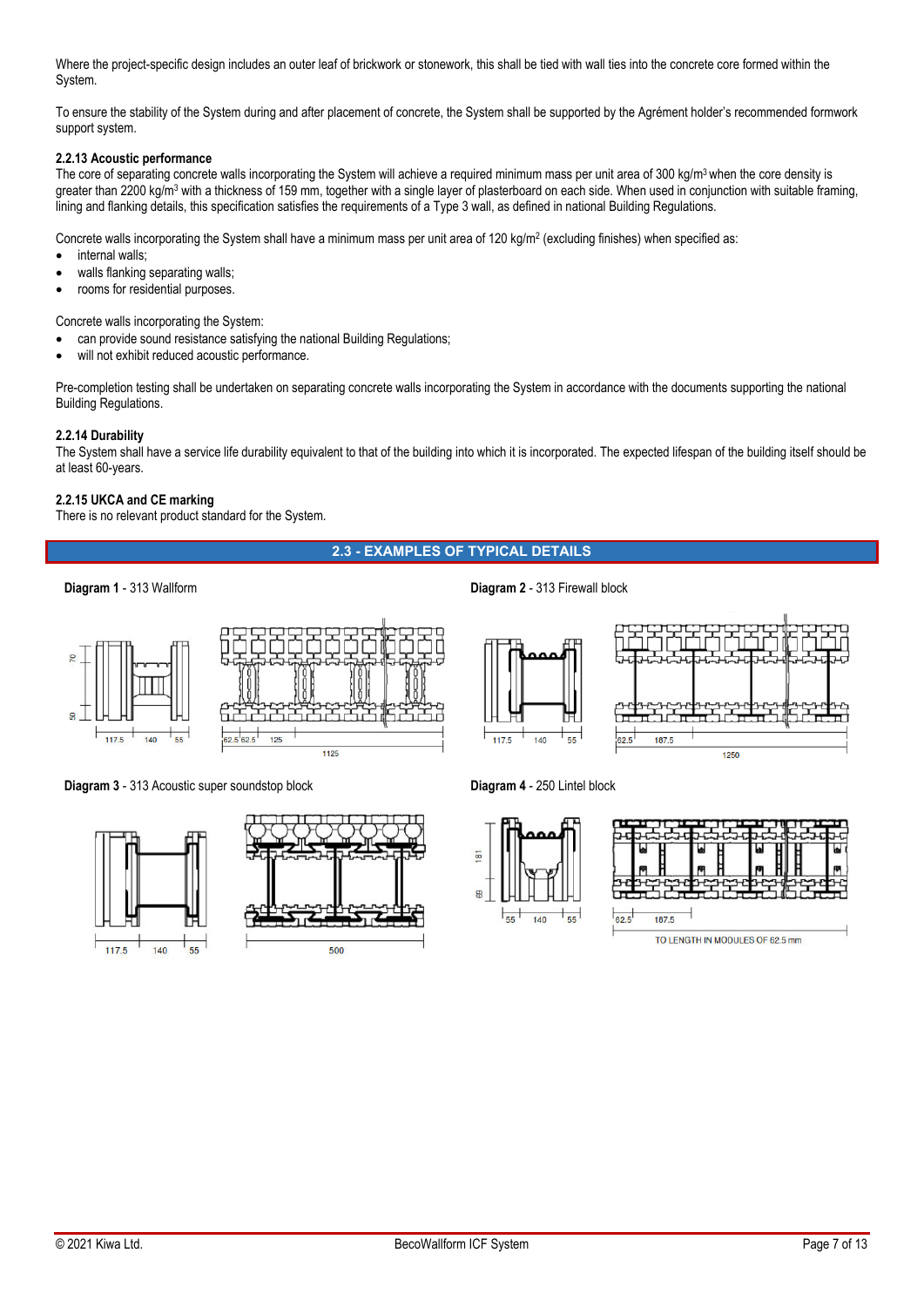Where the project-specific design includes an outer leaf of brickwork or stonework, this shall be tied with wall ties into the concrete core formed within the System.

To ensure the stability of the System during and after placement of concrete, the System shall be supported by the Agrément holder's recommended formwork support system.

### 2.2.13 Acoustic performance

The core of separating concrete walls incorporating the System will achieve a required minimum mass per unit area of 300 kg/m³ when the core density is greater than 2200 kg/m³ with a thickness of 159 mm, together with a single layer of plasterboard on each side. When used in conjunction with suitable framing, lining and flanking details, this specification satisfies the requirements of a Type 3 wall, as defined in national Building Regulations.

Concrete walls incorporating the System shall have a minimum mass per unit area of 120 kg/m² (excluding finishes) when specified as:

- internal walls;
- walls flanking separating walls;
- rooms for residential purposes.

Concrete walls incorporating the System:

- can provide sound resistance satisfying the national Building Regulations;
- will not exhibit reduced acoustic performance.

Pre-completion testing shall be undertaken on separating concrete walls incorporating the System in accordance with the documents supporting the national Building Regulations.

### 2.2.14 Durability

The System shall have a service life durability equivalent to that of the building into which it is incorporated. The expected lifespan of the building itself should be at least 60-years.

### 2.2.15 UKCA and CE marking

There is no relevant product standard for the System.

## 2.3 - EXAMPLES OF TYPICAL DETAILS

**Diagram 1** - 313 Wallform

70, 50, 117.5, 140, 55, 62.5, 62.5, 125, 1125

**Diagram 2** - 313 Firewall block

117.5, 140, 55, 62.5, 187.5, 1250

**Diagram 3** - 313 Acoustic super soundstop block

117.5, 140, 55, 500

**Diagram 4** - 250 Lintel block

181, 69, 55, 140, 55, 62.5, 187.5, TO LENGTH IN MODULES OF 62.5 mm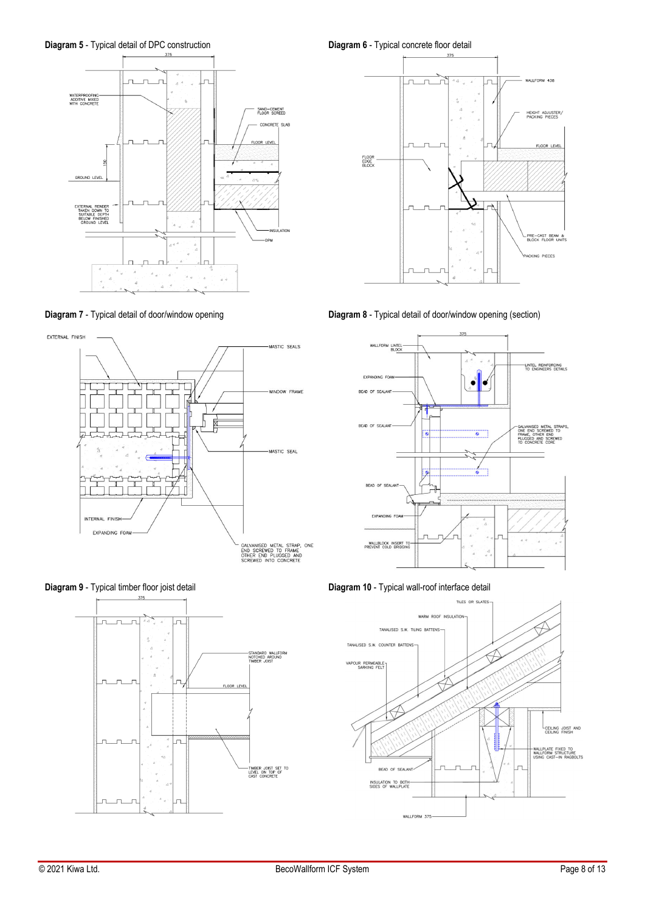**Diagram 5** - Typical detail of DPC construction

375

WATERPROOFING ADDITIVE MIXED WITH CONCRETE

SAND–CEMENT FLOOR SCREED

CONCRETE SLAB

FLOOR LEVEL

150

GROUND LEVEL

EXTERNAL RENDER TAKEN DOWN TO SUITABLE DEPTH BELOW FINISHED GROUND LEVEL

INSULATION

DPM

**Diagram 6** - Typical concrete floor detail

375

WALLFORM 438

HEIGHT ADJUSTER/ PACKING PIECES

FLOOR LEVEL

FLOOR EDGE BLOCK

PRE–CAST BEAM & BLOCK FLOOR UNITS

PACKING PIECES

**Diagram 7** - Typical detail of door/window opening

EXTERNAL FINISH

MASTIC SEALS

WINDOW FRAME

MASTIC SEAL

INTERNAL FINISH

EXPANDING FOAM

GALVANISED METAL STRAP, ONE END SCREWED TO FRAME OTHER END PLUGGED AND SCREWED INTO CONCRETE

**Diagram 8** - Typical detail of door/window opening (section)

375

WALLFORM LINTEL BLOCK

LINTEL REINFORCING TO ENGINEERS DETAILS

EXPANDING FOAM

BEAD OF SEALANT

BEAD OF SEALANT

GALVANISED METAL STRAPS, ONE END SCREWED TO FRAME, OTHER END PLUGGED AND SCREWED TO CONCRETE CORE

BEAD OF SEALANT

EXPANDING FOAM

WALLBLOCK INSERT TO PREVENT COLD BRIDGING

**Diagram 9** - Typical timber floor joist detail

375

STANDARD WALLFORM NOTCHED AROUND TIMBER JOIST

FLOOR LEVEL

TIMBER JOIST SET TO LEVEL ON TOP OF CAST CONCRETE

**Diagram 10** - Typical wall-roof interface detail

TILES OR SLATES

WARM ROOF INSULATION

TANALISED S.W. TILING BATTENS

TANALISED S.W. COUNTER BATTENS

VAPOUR PERMEABLE SARKING FELT

CEILING JOIST AND CEILING FINISH

WALLPLATE FIXED TO WALLFORM STRUCTURE USING CAST–IN RAGBOLTS

BEAD OF SEALANT

INSULATION TO BOTH SIDES OF WALLPLATE

WALLFORM 375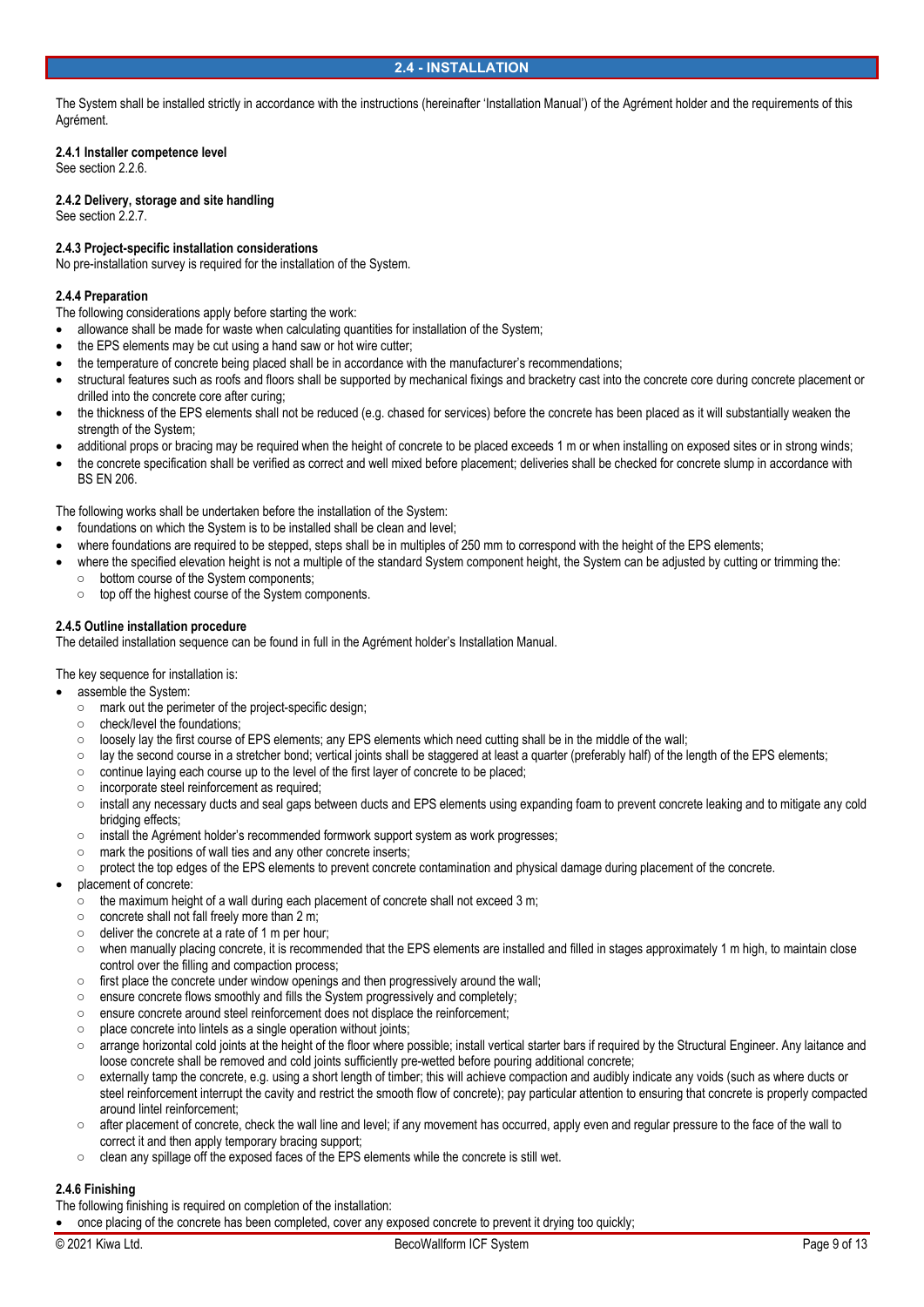## 2.4 - INSTALLATION

The System shall be installed strictly in accordance with the instructions (hereinafter 'Installation Manual') of the Agrément holder and the requirements of this Agrément.

**2.4.1 Installer competence level**
See section 2.2.6.

**2.4.2 Delivery, storage and site handling**
See section 2.2.7.

**2.4.3 Project-specific installation considerations**
No pre-installation survey is required for the installation of the System.

**2.4.4 Preparation**
The following considerations apply before starting the work:

- allowance shall be made for waste when calculating quantities for installation of the System;
- the EPS elements may be cut using a hand saw or hot wire cutter;
- the temperature of concrete being placed shall be in accordance with the manufacturer's recommendations;
- structural features such as roofs and floors shall be supported by mechanical fixings and bracketry cast into the concrete core during concrete placement or drilled into the concrete core after curing;
- the thickness of the EPS elements shall not be reduced (e.g. chased for services) before the concrete has been placed as it will substantially weaken the strength of the System;
- additional props or bracing may be required when the height of concrete to be placed exceeds 1 m or when installing on exposed sites or in strong winds;
- the concrete specification shall be verified as correct and well mixed before placement; deliveries shall be checked for concrete slump in accordance with BS EN 206.

The following works shall be undertaken before the installation of the System:

- foundations on which the System is to be installed shall be clean and level;
- where foundations are required to be stepped, steps shall be in multiples of 250 mm to correspond with the height of the EPS elements;
- where the specified elevation height is not a multiple of the standard System component height, the System can be adjusted by cutting or trimming the:
  - bottom course of the System components;
  - top off the highest course of the System components.

**2.4.5 Outline installation procedure**
The detailed installation sequence can be found in full in the Agrément holder's Installation Manual.

The key sequence for installation is:

- assemble the System:
  - mark out the perimeter of the project-specific design;
  - check/level the foundations;
  - loosely lay the first course of EPS elements; any EPS elements which need cutting shall be in the middle of the wall;
  - lay the second course in a stretcher bond; vertical joints shall be staggered at least a quarter (preferably half) of the length of the EPS elements;
  - continue laying each course up to the level of the first layer of concrete to be placed;
  - incorporate steel reinforcement as required;
  - install any necessary ducts and seal gaps between ducts and EPS elements using expanding foam to prevent concrete leaking and to mitigate any cold bridging effects;
  - install the Agrément holder's recommended formwork support system as work progresses;
  - mark the positions of wall ties and any other concrete inserts;
  - protect the top edges of the EPS elements to prevent concrete contamination and physical damage during placement of the concrete.
- placement of concrete:
  - the maximum height of a wall during each placement of concrete shall not exceed 3 m;
  - concrete shall not fall freely more than 2 m;
  - deliver the concrete at a rate of 1 m per hour;
  - when manually placing concrete, it is recommended that the EPS elements are installed and filled in stages approximately 1 m high, to maintain close control over the filling and compaction process;
  - first place the concrete under window openings and then progressively around the wall;
  - ensure concrete flows smoothly and fills the System progressively and completely;
  - ensure concrete around steel reinforcement does not displace the reinforcement;
  - place concrete into lintels as a single operation without joints;
  - arrange horizontal cold joints at the height of the floor where possible; install vertical starter bars if required by the Structural Engineer. Any laitance and loose concrete shall be removed and cold joints sufficiently pre-wetted before pouring additional concrete;
  - externally tamp the concrete, e.g. using a short length of timber; this will achieve compaction and audibly indicate any voids (such as where ducts or steel reinforcement interrupt the cavity and restrict the smooth flow of concrete); pay particular attention to ensuring that concrete is properly compacted around lintel reinforcement;
  - after placement of concrete, check the wall line and level; if any movement has occurred, apply even and regular pressure to the face of the wall to correct it and then apply temporary bracing support;
  - clean any spillage off the exposed faces of the EPS elements while the concrete is still wet.

**2.4.6 Finishing**
The following finishing is required on completion of the installation:

- once placing of the concrete has been completed, cover any exposed concrete to prevent it drying too quickly;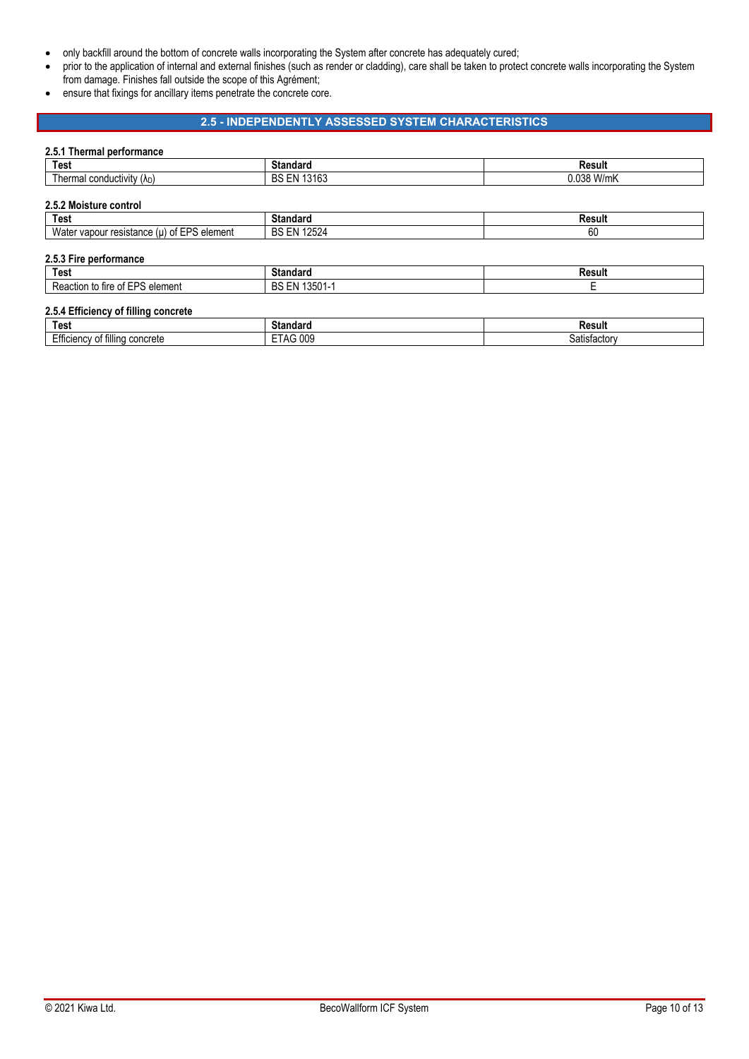- only backfill around the bottom of concrete walls incorporating the System after concrete has adequately cured;
- prior to the application of internal and external finishes (such as render or cladding), care shall be taken to protect concrete walls incorporating the System from damage. Finishes fall outside the scope of this Agrément;
- ensure that fixings for ancillary items penetrate the concrete core.

## 2.5 - INDEPENDENTLY ASSESSED SYSTEM CHARACTERISTICS

### 2.5.1 Thermal performance

| Test | Standard | Result |
|---|---|---|
| Thermal conductivity ($\lambda_D$) | BS EN 13163 | 0.038 W/mK |

### 2.5.2 Moisture control

| Test | Standard | Result |
|---|---|---|
| Water vapour resistance (μ) of EPS element | BS EN 12524 | 60 |

### 2.5.3 Fire performance

| Test | Standard | Result |
|---|---|---|
| Reaction to fire of EPS element | BS EN 13501-1 | E |

### 2.5.4 Efficiency of filling concrete

| Test | Standard | Result |
|---|---|---|
| Efficiency of filling concrete | ETAG 009 | Satisfactory |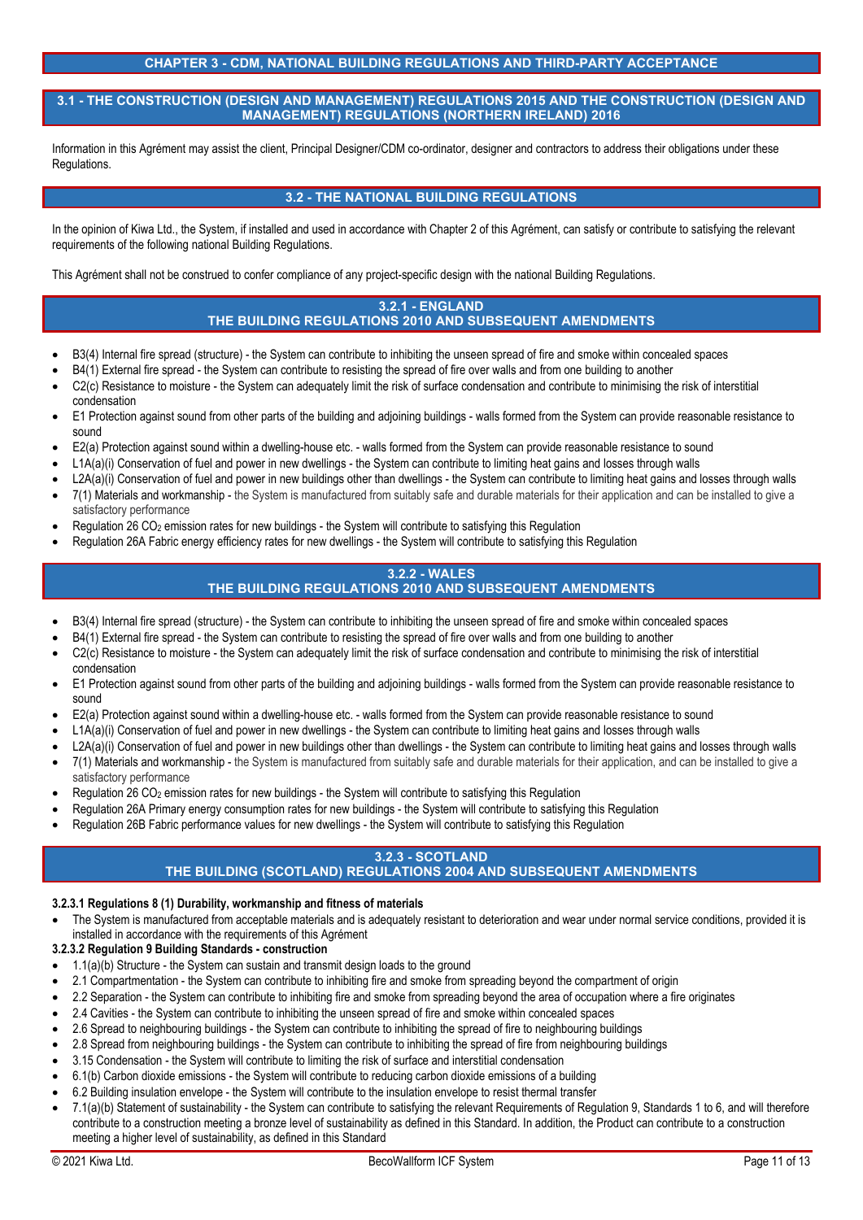## CHAPTER 3 - CDM, NATIONAL BUILDING REGULATIONS AND THIRD-PARTY ACCEPTANCE

### 3.1 - THE CONSTRUCTION (DESIGN AND MANAGEMENT) REGULATIONS 2015 AND THE CONSTRUCTION (DESIGN AND MANAGEMENT) REGULATIONS (NORTHERN IRELAND) 2016

Information in this Agrément may assist the client, Principal Designer/CDM co-ordinator, designer and contractors to address their obligations under these Regulations.

### 3.2 - THE NATIONAL BUILDING REGULATIONS

In the opinion of Kiwa Ltd., the System, if installed and used in accordance with Chapter 2 of this Agrément, can satisfy or contribute to satisfying the relevant requirements of the following national Building Regulations.

This Agrément shall not be construed to confer compliance of any project-specific design with the national Building Regulations.

#### 3.2.1 - ENGLAND
#### THE BUILDING REGULATIONS 2010 AND SUBSEQUENT AMENDMENTS

- B3(4) Internal fire spread (structure) - the System can contribute to inhibiting the unseen spread of fire and smoke within concealed spaces
- B4(1) External fire spread - the System can contribute to resisting the spread of fire over walls and from one building to another
- C2(c) Resistance to moisture - the System can adequately limit the risk of surface condensation and contribute to minimising the risk of interstitial condensation
- E1 Protection against sound from other parts of the building and adjoining buildings - walls formed from the System can provide reasonable resistance to sound
- E2(a) Protection against sound within a dwelling-house etc. - walls formed from the System can provide reasonable resistance to sound
- L1A(a)(i) Conservation of fuel and power in new dwellings - the System can contribute to limiting heat gains and losses through walls
- L2A(a)(i) Conservation of fuel and power in new buildings other than dwellings - the System can contribute to limiting heat gains and losses through walls
- 7(1) Materials and workmanship - the System is manufactured from suitably safe and durable materials for their application and can be installed to give a satisfactory performance
- Regulation 26 $CO_2$ emission rates for new buildings - the System will contribute to satisfying this Regulation
- Regulation 26A Fabric energy efficiency rates for new dwellings - the System will contribute to satisfying this Regulation

#### 3.2.2 - WALES
#### THE BUILDING REGULATIONS 2010 AND SUBSEQUENT AMENDMENTS

- B3(4) Internal fire spread (structure) - the System can contribute to inhibiting the unseen spread of fire and smoke within concealed spaces
- B4(1) External fire spread - the System can contribute to resisting the spread of fire over walls and from one building to another
- C2(c) Resistance to moisture - the System can adequately limit the risk of surface condensation and contribute to minimising the risk of interstitial condensation
- E1 Protection against sound from other parts of the building and adjoining buildings - walls formed from the System can provide reasonable resistance to sound
- E2(a) Protection against sound within a dwelling-house etc. - walls formed from the System can provide reasonable resistance to sound
- L1A(a)(i) Conservation of fuel and power in new dwellings - the System can contribute to limiting heat gains and losses through walls
- L2A(a)(i) Conservation of fuel and power in new buildings other than dwellings - the System can contribute to limiting heat gains and losses through walls
- 7(1) Materials and workmanship - the System is manufactured from suitably safe and durable materials for their application, and can be installed to give a satisfactory performance
- Regulation 26 $CO_2$ emission rates for new buildings - the System will contribute to satisfying this Regulation
- Regulation 26A Primary energy consumption rates for new buildings - the System will contribute to satisfying this Regulation
- Regulation 26B Fabric performance values for new dwellings - the System will contribute to satisfying this Regulation

#### 3.2.3 - SCOTLAND
#### THE BUILDING (SCOTLAND) REGULATIONS 2004 AND SUBSEQUENT AMENDMENTS

**3.2.3.1 Regulations 8 (1) Durability, workmanship and fitness of materials**

- The System is manufactured from acceptable materials and is adequately resistant to deterioration and wear under normal service conditions, provided it is installed in accordance with the requirements of this Agrément

**3.2.3.2 Regulation 9 Building Standards - construction**

- 1.1(a)(b) Structure - the System can sustain and transmit design loads to the ground
- 2.1 Compartmentation - the System can contribute to inhibiting fire and smoke from spreading beyond the compartment of origin
- 2.2 Separation - the System can contribute to inhibiting fire and smoke from spreading beyond the area of occupation where a fire originates
- 2.4 Cavities - the System can contribute to inhibiting the unseen spread of fire and smoke within concealed spaces
- 2.6 Spread to neighbouring buildings - the System can contribute to inhibiting the spread of fire to neighbouring buildings
- 2.8 Spread from neighbouring buildings - the System can contribute to inhibiting the spread of fire from neighbouring buildings
- 3.15 Condensation - the System will contribute to limiting the risk of surface and interstitial condensation
- 6.1(b) Carbon dioxide emissions - the System will contribute to reducing carbon dioxide emissions of a building
- 6.2 Building insulation envelope - the System will contribute to the insulation envelope to resist thermal transfer
- 7.1(a)(b) Statement of sustainability - the System can contribute to satisfying the relevant Requirements of Regulation 9, Standards 1 to 6, and will therefore contribute to a construction meeting a bronze level of sustainability as defined in this Standard. In addition, the Product can contribute to a construction meeting a higher level of sustainability, as defined in this Standard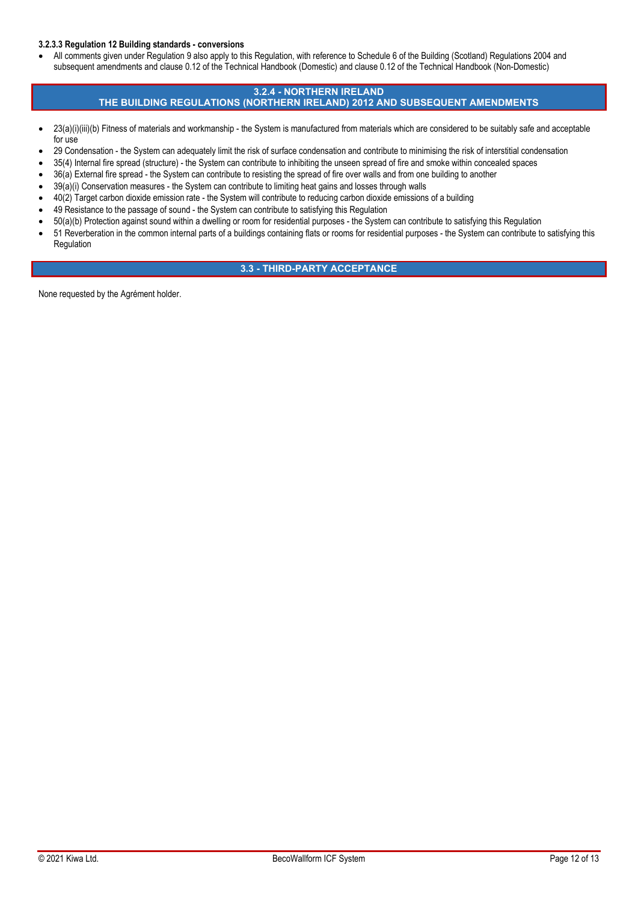#### 3.2.3.3 Regulation 12 Building standards - conversions

- All comments given under Regulation 9 also apply to this Regulation, with reference to Schedule 6 of the Building (Scotland) Regulations 2004 and subsequent amendments and clause 0.12 of the Technical Handbook (Domestic) and clause 0.12 of the Technical Handbook (Non-Domestic)

### 3.2.4 - NORTHERN IRELAND
### THE BUILDING REGULATIONS (NORTHERN IRELAND) 2012 AND SUBSEQUENT AMENDMENTS

- 23(a)(i)(iii)(b) Fitness of materials and workmanship - the System is manufactured from materials which are considered to be suitably safe and acceptable for use
- 29 Condensation - the System can adequately limit the risk of surface condensation and contribute to minimising the risk of interstitial condensation
- 35(4) Internal fire spread (structure) - the System can contribute to inhibiting the unseen spread of fire and smoke within concealed spaces
- 36(a) External fire spread - the System can contribute to resisting the spread of fire over walls and from one building to another
- 39(a)(i) Conservation measures - the System can contribute to limiting heat gains and losses through walls
- 40(2) Target carbon dioxide emission rate - the System will contribute to reducing carbon dioxide emissions of a building
- 49 Resistance to the passage of sound - the System can contribute to satisfying this Regulation
- 50(a)(b) Protection against sound within a dwelling or room for residential purposes - the System can contribute to satisfying this Regulation
- 51 Reverberation in the common internal parts of a buildings containing flats or rooms for residential purposes - the System can contribute to satisfying this Regulation

### 3.3 - THIRD-PARTY ACCEPTANCE

None requested by the Agrément holder.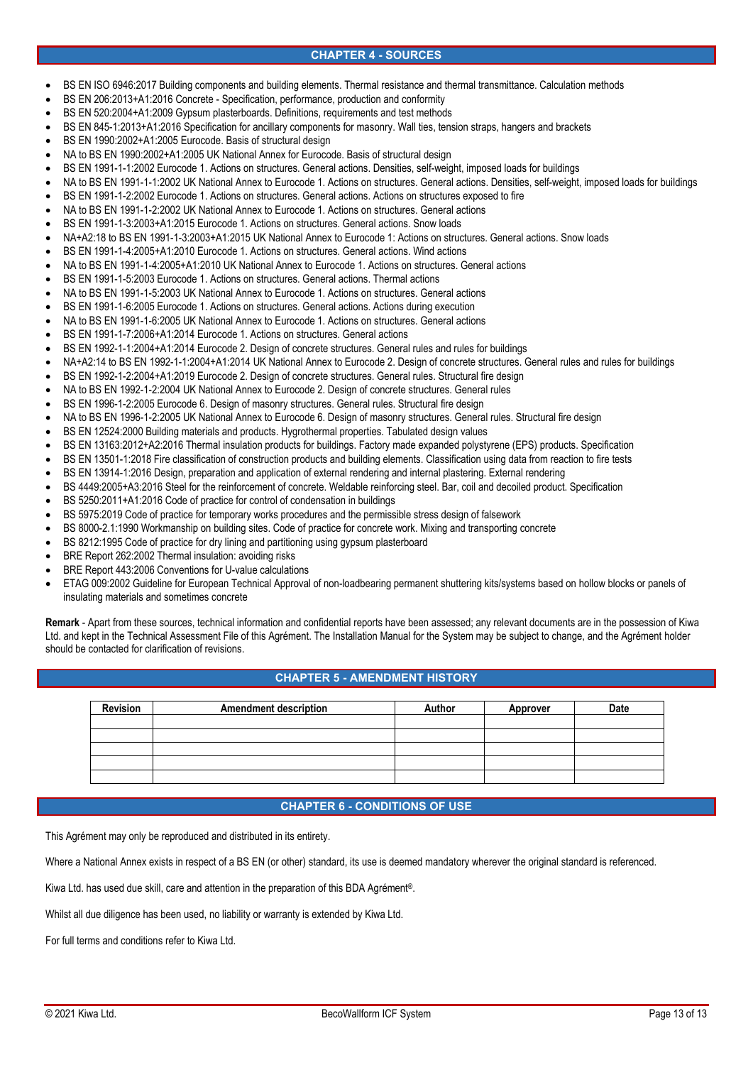## CHAPTER 4 - SOURCES

- BS EN ISO 6946:2017 Building components and building elements. Thermal resistance and thermal transmittance. Calculation methods
- BS EN 206:2013+A1:2016 Concrete - Specification, performance, production and conformity
- BS EN 520:2004+A1:2009 Gypsum plasterboards. Definitions, requirements and test methods
- BS EN 845-1:2013+A1:2016 Specification for ancillary components for masonry. Wall ties, tension straps, hangers and brackets
- BS EN 1990:2002+A1:2005 Eurocode. Basis of structural design
- NA to BS EN 1990:2002+A1:2005 UK National Annex for Eurocode. Basis of structural design
- BS EN 1991-1-1:2002 Eurocode 1. Actions on structures. General actions. Densities, self-weight, imposed loads for buildings
- NA to BS EN 1991-1-1:2002 UK National Annex to Eurocode 1. Actions on structures. General actions. Densities, self-weight, imposed loads for buildings
- BS EN 1991-1-2:2002 Eurocode 1. Actions on structures. General actions. Actions on structures exposed to fire
- NA to BS EN 1991-1-2:2002 UK National Annex to Eurocode 1. Actions on structures. General actions
- BS EN 1991-1-3:2003+A1:2015 Eurocode 1. Actions on structures. General actions. Snow loads
- NA+A2:18 to BS EN 1991-1-3:2003+A1:2015 UK National Annex to Eurocode 1: Actions on structures. General actions. Snow loads
- BS EN 1991-1-4:2005+A1:2010 Eurocode 1. Actions on structures. General actions. Wind actions
- NA to BS EN 1991-1-4:2005+A1:2010 UK National Annex to Eurocode 1. Actions on structures. General actions
- BS EN 1991-1-5:2003 Eurocode 1. Actions on structures. General actions. Thermal actions
- NA to BS EN 1991-1-5:2003 UK National Annex to Eurocode 1. Actions on structures. General actions
- BS EN 1991-1-6:2005 Eurocode 1. Actions on structures. General actions. Actions during execution
- NA to BS EN 1991-1-6:2005 UK National Annex to Eurocode 1. Actions on structures. General actions
- BS EN 1991-1-7:2006+A1:2014 Eurocode 1. Actions on structures. General actions
- BS EN 1992-1-1:2004+A1:2014 Eurocode 2. Design of concrete structures. General rules and rules for buildings
- NA+A2:14 to BS EN 1992-1-1:2004+A1:2014 UK National Annex to Eurocode 2. Design of concrete structures. General rules and rules for buildings
- BS EN 1992-1-2:2004+A1:2019 Eurocode 2. Design of concrete structures. General rules. Structural fire design
- NA to BS EN 1992-1-2:2004 UK National Annex to Eurocode 2. Design of concrete structures. General rules
- BS EN 1996-1-2:2005 Eurocode 6. Design of masonry structures. General rules. Structural fire design
- NA to BS EN 1996-1-2:2005 UK National Annex to Eurocode 6. Design of masonry structures. General rules. Structural fire design
- BS EN 12524:2000 Building materials and products. Hygrothermal properties. Tabulated design values
- BS EN 13163:2012+A2:2016 Thermal insulation products for buildings. Factory made expanded polystyrene (EPS) products. Specification
- BS EN 13501-1:2018 Fire classification of construction products and building elements. Classification using data from reaction to fire tests
- BS EN 13914-1:2016 Design, preparation and application of external rendering and internal plastering. External rendering
- BS 4449:2005+A3:2016 Steel for the reinforcement of concrete. Weldable reinforcing steel. Bar, coil and decoiled product. Specification
- BS 5250:2011+A1:2016 Code of practice for control of condensation in buildings
- BS 5975:2019 Code of practice for temporary works procedures and the permissible stress design of falsework
- BS 8000-2.1:1990 Workmanship on building sites. Code of practice for concrete work. Mixing and transporting concrete
- BS 8212:1995 Code of practice for dry lining and partitioning using gypsum plasterboard
- BRE Report 262:2002 Thermal insulation: avoiding risks
- BRE Report 443:2006 Conventions for U-value calculations
- ETAG 009:2002 Guideline for European Technical Approval of non-loadbearing permanent shuttering kits/systems based on hollow blocks or panels of insulating materials and sometimes concrete

**Remark** - Apart from these sources, technical information and confidential reports have been assessed; any relevant documents are in the possession of Kiwa Ltd. and kept in the Technical Assessment File of this Agrément. The Installation Manual for the System may be subject to change, and the Agrément holder should be contacted for clarification of revisions.

## CHAPTER 5 - AMENDMENT HISTORY

| Revision | Amendment description | Author | Approver | Date |
|---|---|---|---|---|
| | | | | |
| | | | | |
| | | | | |
| | | | | |
| | | | | |

## CHAPTER 6 - CONDITIONS OF USE

This Agrément may only be reproduced and distributed in its entirety.

Where a National Annex exists in respect of a BS EN (or other) standard, its use is deemed mandatory wherever the original standard is referenced.

Kiwa Ltd. has used due skill, care and attention in the preparation of this BDA Agrément®.

Whilst all due diligence has been used, no liability or warranty is extended by Kiwa Ltd.

For full terms and conditions refer to Kiwa Ltd.